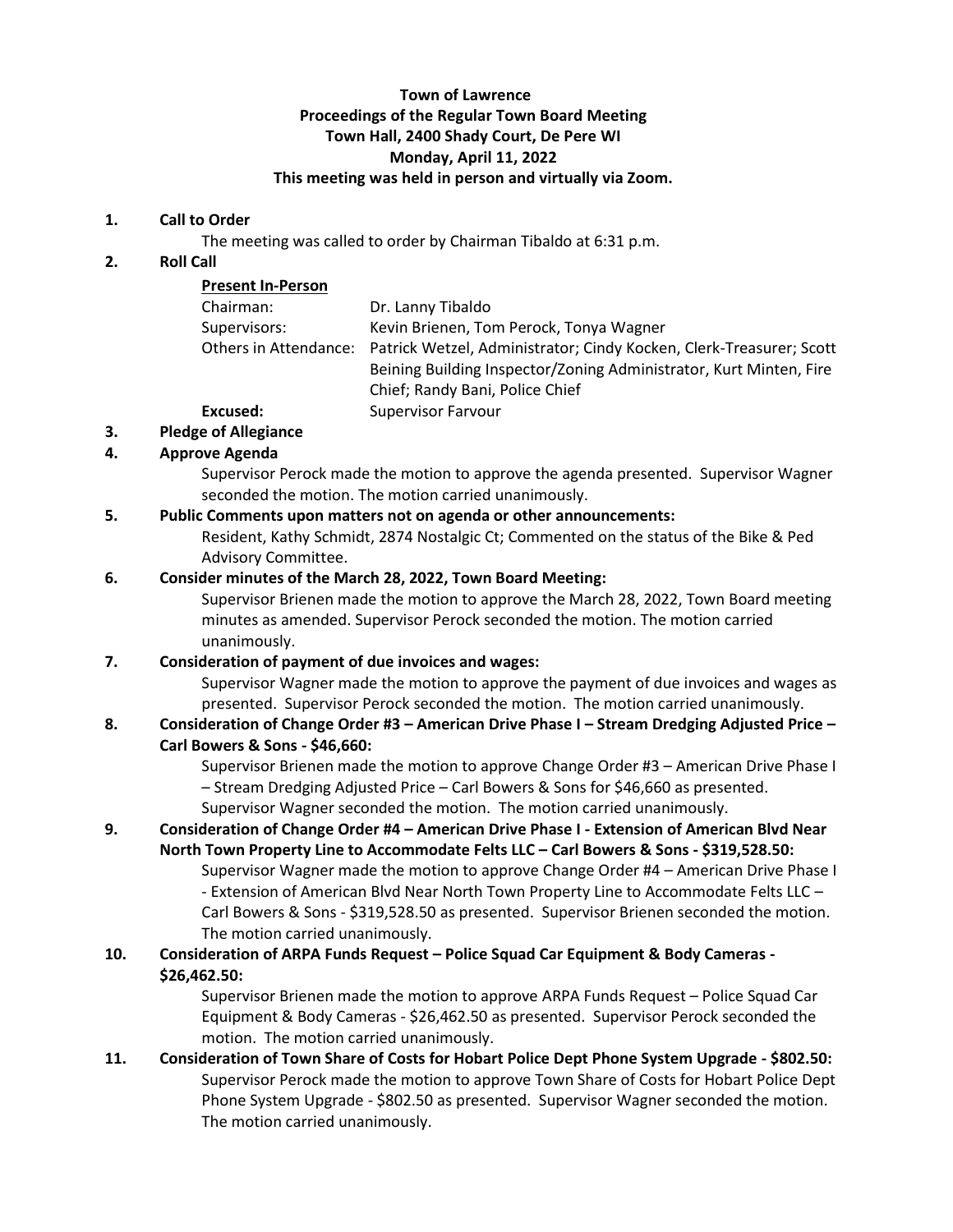**Town of Lawrence**
**Proceedings of the Regular Town Board Meeting**
**Town Hall, 2400 Shady Court, De Pere WI**
**Monday, April 11, 2022**
**This meeting was held in person and virtually via Zoom.**

1. **Call to Order**

   The meeting was called to order by Chairman Tibaldo at 6:31 p.m.

2. **Roll Call**

   **Present In-Person**

   | | |
   |---|---|
   | Chairman: | Dr. Lanny Tibaldo |
   | Supervisors: | Kevin Brienen, Tom Perock, Tonya Wagner |
   | Others in Attendance: | Patrick Wetzel, Administrator; Cindy Kocken, Clerk-Treasurer; Scott Beining Building Inspector/Zoning Administrator, Kurt Minten, Fire Chief; Randy Bani, Police Chief |
   | **Excused:** | Supervisor Farvour |

3. **Pledge of Allegiance**

4. **Approve Agenda**

   Supervisor Perock made the motion to approve the agenda presented. Supervisor Wagner seconded the motion. The motion carried unanimously.

5. **Public Comments upon matters not on agenda or other announcements:**

   Resident, Kathy Schmidt, 2874 Nostalgic Ct; Commented on the status of the Bike & Ped Advisory Committee.

6. **Consider minutes of the March 28, 2022, Town Board Meeting:**

   Supervisor Brienen made the motion to approve the March 28, 2022, Town Board meeting minutes as amended. Supervisor Perock seconded the motion. The motion carried unanimously.

7. **Consideration of payment of due invoices and wages:**

   Supervisor Wagner made the motion to approve the payment of due invoices and wages as presented. Supervisor Perock seconded the motion. The motion carried unanimously.

8. **Consideration of Change Order #3 – American Drive Phase I – Stream Dredging Adjusted Price – Carl Bowers & Sons - $46,660:**

   Supervisor Brienen made the motion to approve Change Order #3 – American Drive Phase I – Stream Dredging Adjusted Price – Carl Bowers & Sons for $46,660 as presented. Supervisor Wagner seconded the motion. The motion carried unanimously.

9. **Consideration of Change Order #4 – American Drive Phase I - Extension of American Blvd Near North Town Property Line to Accommodate Felts LLC – Carl Bowers & Sons - $319,528.50:**

   Supervisor Wagner made the motion to approve Change Order #4 – American Drive Phase I - Extension of American Blvd Near North Town Property Line to Accommodate Felts LLC – Carl Bowers & Sons - $319,528.50 as presented. Supervisor Brienen seconded the motion. The motion carried unanimously.

10. **Consideration of ARPA Funds Request – Police Squad Car Equipment & Body Cameras - $26,462.50:**

    Supervisor Brienen made the motion to approve ARPA Funds Request – Police Squad Car Equipment & Body Cameras - $26,462.50 as presented. Supervisor Perock seconded the motion. The motion carried unanimously.

11. **Consideration of Town Share of Costs for Hobart Police Dept Phone System Upgrade - $802.50:**

    Supervisor Perock made the motion to approve Town Share of Costs for Hobart Police Dept Phone System Upgrade - $802.50 as presented. Supervisor Wagner seconded the motion. The motion carried unanimously.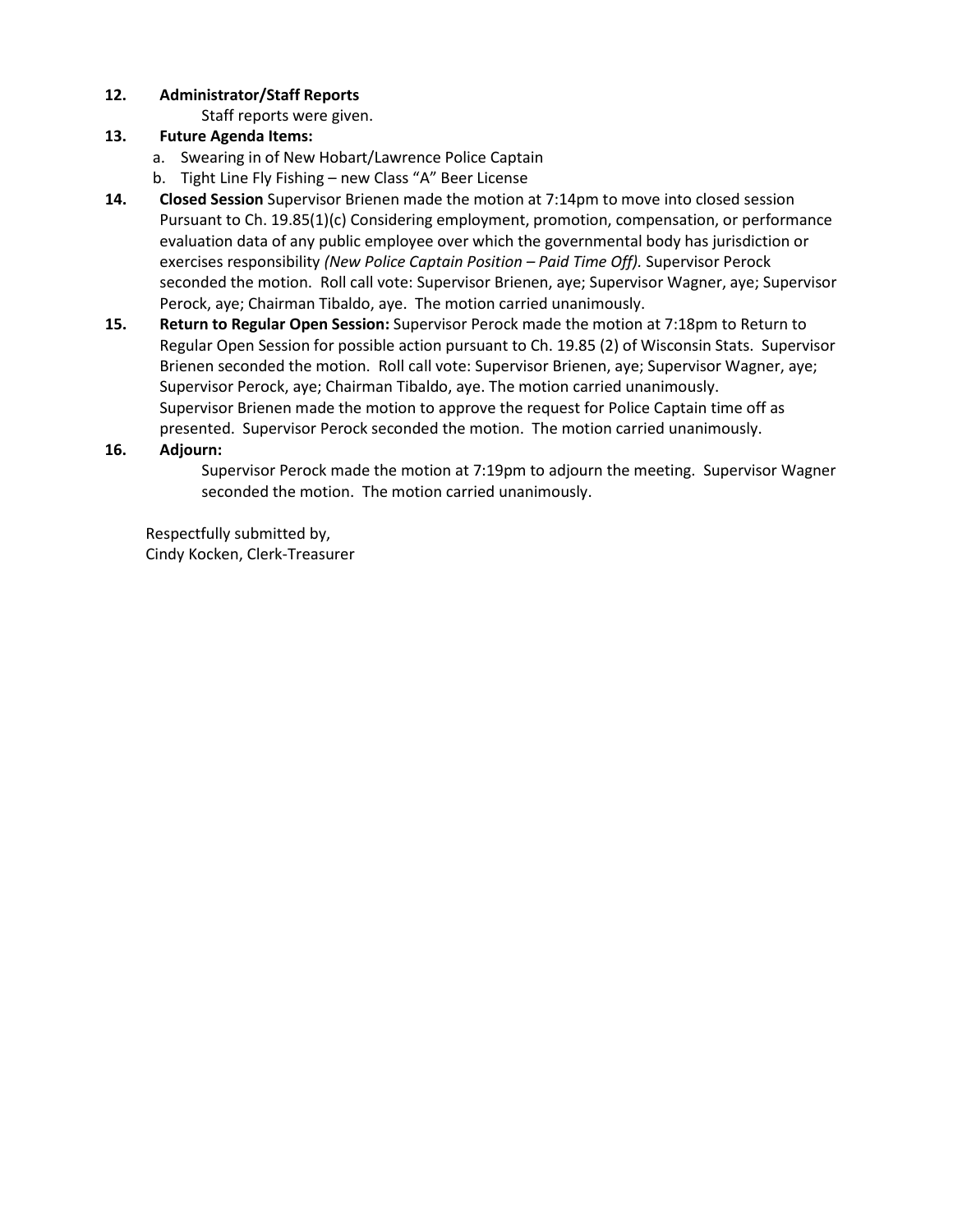**12. Administrator/Staff Reports**

Staff reports were given.

**13. Future Agenda Items:**

a. Swearing in of New Hobart/Lawrence Police Captain
b. Tight Line Fly Fishing – new Class "A" Beer License

**14. Closed Session** Supervisor Brienen made the motion at 7:14pm to move into closed session Pursuant to Ch. 19.85(1)(c) Considering employment, promotion, compensation, or performance evaluation data of any public employee over which the governmental body has jurisdiction or exercises responsibility *(New Police Captain Position – Paid Time Off).* Supervisor Perock seconded the motion. Roll call vote: Supervisor Brienen, aye; Supervisor Wagner, aye; Supervisor Perock, aye; Chairman Tibaldo, aye. The motion carried unanimously.

**15. Return to Regular Open Session:** Supervisor Perock made the motion at 7:18pm to Return to Regular Open Session for possible action pursuant to Ch. 19.85 (2) of Wisconsin Stats. Supervisor Brienen seconded the motion. Roll call vote: Supervisor Brienen, aye; Supervisor Wagner, aye; Supervisor Perock, aye; Chairman Tibaldo, aye. The motion carried unanimously.
Supervisor Brienen made the motion to approve the request for Police Captain time off as presented. Supervisor Perock seconded the motion. The motion carried unanimously.

**16. Adjourn:**

Supervisor Perock made the motion at 7:19pm to adjourn the meeting. Supervisor Wagner seconded the motion. The motion carried unanimously.

Respectfully submitted by,
Cindy Kocken, Clerk-Treasurer